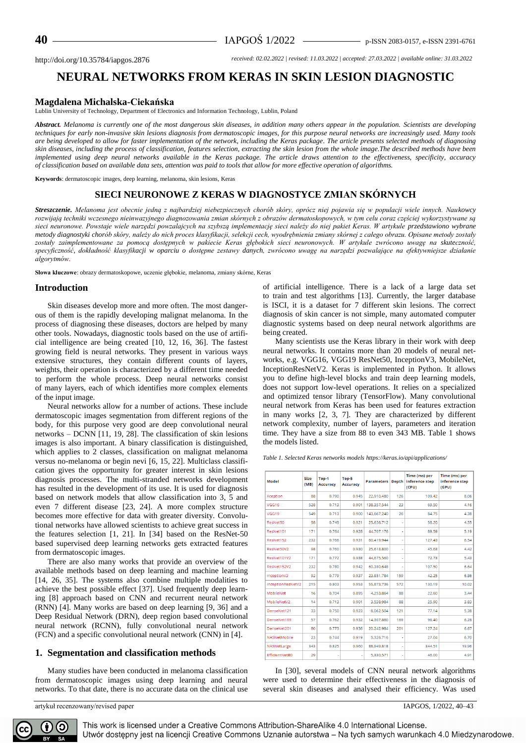http://doi.org/10.35784/iapgos.2876

*received: 02.02.2022 | revised: 11.03.2022 | accepted: 27.03.2022 | available online: 31.03.2022*

# NEURAL NETWORKS FROM KERAS IN SKIN LESION DIAGNOSTIC

**Magdalena Michalska-Ciekańska**

Lublin University of Technology, Department of Electronics and Information Technology, Lublin, Poland

***Abstract.*** *Melanoma is currently one of the most dangerous skin diseases, in addition many others appear in the population. Scientists are developing techniques for early non-invasive skin lesions diagnosis from dermatoscopic images, for this purpose neural networks are increasingly used. Many tools are being developed to allow for faster implementation of the network, including the Keras package. The article presents selected methods of diagnosing skin diseases, including the process of classification, features selection, extracting the skin lesion from the whole image.The described methods have been implemented using deep neural networks available in the Keras package. The article draws attention to the effectiveness, specificity, accuracy of classification based on available data sets, attention was paid to tools that allow for more effective operation of algorithms.*

**Keywords**: dermatoscopic images, deep learning, melanoma, skin lesions, Keras

## SIECI NEURONOWE Z KERAS W DIAGNOSTYCE ZMIAN SKÓRNYCH

***Streszczenie.*** *Melanoma jest obecnie jedną z najbardziej niebezpiecznych chorób skóry, oprócz niej pojawia się w populacji wiele innych. Naukowcy rozwijają techniki wczesnego nieinwazyjnego diagnozowania zmian skórnych z obrazów dermatoskopowych, w tym celu coraz częściej wykorzystywane są sieci neuronowe. Powstaje wiele narzędzi powzalających na szybszą implementację sieci należy do niej pakiet Keras. W artykule przedstawiono wybrane metody diagnostyki chorób skóry, należy do nich proces klasyfikacji, selekcji cech, wyodrębnienia zmiany skórnej z całego obrazu. Opisane metody zostały zostały zaimplementowane za pomocą dostępnych w pakiecie Keras głębokich sieci neuronowych. W artykule zwrócono uwagę na skuteczność, specyficzność, dokładność klasyfikacji w oparciu o dostępne zestawy danych, zwrócono uwagę na narzędzi pozwalające na efektywniejsze działanie algorytmów.*

**Słowa kluczowe**: obrazy dermatoskopowe, uczenie głębokie, melanoma, zmiany skórne, Keras

## Introduction

Skin diseases develop more and more often. The most dangerous of them is the rapidly developing malignat melanoma. In the process of diagnosing these diseases, doctors are helped by many other tools. Nowadays, diagnostic tools based on the use of artificial intelligence are being created [10, 12, 16, 36]. The fastest growing field is neural networks. They present in various ways extensive structures, they contain different counts of layers, weights, their operation is characterized by a different time needed to perform the whole process. Deep neural networks consist of many layers, each of which identifies more complex elements of the input image.

Neural networks allow for a number of actions. These include dermatoscopic images segmentation from different regions of the body, for this purpose very good are deep convolutional neural networks – DCNN [11, 19, 28]. The classification of skin lesions images is also important. A binary classification is distinguished, which applies to 2 classes, classification on malignat melanoma versus no-melanoma or begin nevi [6, 15, 22]. Multiclass classification gives the opportunity for greater interest in skin lesions diagnosis processes. The multi-stranded networks development has resulted in the development of its use. It is used for diagnosis based on network models that allow classification into 3, 5 and even 7 different disease [23, 24]. A more complex structure becomes more effective for data with greater diversity. Convolutional networks have allowed scientists to achieve great success in the features selection [1, 21]. In [34] based on the ResNet-50 based supervised deep learning networks gets extracted features from dermatoscopic images.

There are also many works that provide an overview of the available methods based on deep learning and machine learning [14, 26, 35]. The systems also combine multiple modalities to achieve the best possible effect [37]. Used frequently deep learning [8] approach based on CNN and recurrent neural network (RNN) [4]. Many works are based on deep learning [9, 36] and a Deep Residual Network (DRN), deep region based convolutional neural network (RCNN), fully convolutional neural network (FCN) and a specific convolutional neural network (CNN) in [4].

## 1. Segmentation and classification methods

Many studies have been conducted in melanoma classification from dermatoscopic images using deep learning and neural networks. To that date, there is no accurate data on the clinical use of artificial intelligence. There is a lack of a large data set to train and test algorithms [13]. Currently, the larger database is ISCI, it is a dataset for 7 different skin lesions. The correct diagnosis of skin cancer is not simple, many automated computer diagnostic systems based on deep neural network algorithms are being created.

Many scientists use the Keras library in their work with deep neural networks. It contains more than 20 models of neural networks, e.g. VGG16, VGG19 ResNet50, InceptionV3, MobileNet, InceptionResNetV2. Keras is implemented in Python. It allows you to define high-level blocks and train deep learning models, does not support low-level operations. It relies on a specialized and optimized tensor library (TensorFlow). Many convolutional neural network from Keras has been used for features extraction in many works [2, 3, 7]. They are characterized by different network complexity, number of layers, parameters and iteration time. They have a size from 88 to even 343 MB. Table 1 shows the models listed.

*Table 1. Selected Keras networks models https://keras.io/api/applications/*

| Model | Size (MB) | Top-1 Accuracy | Top-5 Accuracy | Parameters | Depth | Time (ms) per inference step (CPU) | Time (ms) per inference step (GPU) |
|---|---|---|---|---|---|---|---|
| Xception | 88 | 0.790 | 0.945 | 22,910,480 | 126 | 109.42 | 8.06 |
| VGG16 | 528 | 0.713 | 0.901 | 138,357,544 | 23 | 69.50 | 4.16 |
| VGG19 | 549 | 0.713 | 0.900 | 143,667,240 | 26 | 84.75 | 4.38 |
| ResNet50 | 98 | 0.749 | 0.921 | 25,636,712 | - | 58.20 | 4.55 |
| ResNet101 | 171 | 0.764 | 0.928 | 44,707,176 | - | 89.59 | 5.19 |
| ResNet152 | 232 | 0.766 | 0.931 | 60,419,944 | - | 127.43 | 6.54 |
| ResNet50V2 | 98 | 0.760 | 0.930 | 25,613,800 | - | 45.63 | 4.42 |
| ResNet101V2 | 171 | 0.772 | 0.938 | 44,675,560 | - | 72.73 | 5.43 |
| ResNet152V2 | 232 | 0.780 | 0.942 | 60,380,648 | - | 107.50 | 6.64 |
| InceptionV3 | 92 | 0.779 | 0.937 | 23,851,784 | 159 | 42.25 | 6.86 |
| InceptionResNetV2 | 215 | 0.803 | 0.953 | 55,873,736 | 572 | 130.19 | 10.02 |
| MobileNet | 16 | 0.704 | 0.895 | 4,253,864 | 88 | 22.60 | 3.44 |
| MobileNetV2 | 14 | 0.713 | 0.901 | 3,538,984 | 88 | 25.90 | 3.83 |
| DenseNet121 | 33 | 0.750 | 0.923 | 8,062,504 | 121 | 77.14 | 5.38 |
| DenseNet169 | 57 | 0.762 | 0.932 | 14,307,880 | 169 | 96.40 | 6.28 |
| DenseNet201 | 80 | 0.773 | 0.936 | 20,242,984 | 201 | 127.24 | 6.67 |
| NASNetMobile | 23 | 0.744 | 0.919 | 5,326,716 | - | 27.04 | 6.70 |
| NASNetLarge | 343 | 0.825 | 0.960 | 88,949,818 | - | 344.51 | 19.96 |
| EfficientNetB0 | 29 | - | - | 5,330,571 | - | 46.00 | 4.91 |

In [30], several models of CNN neural network algorithms were used to determine their effectiveness in the diagnosis of several skin diseases and analysed their efficiency. Was used

artykuł recenzowany/revised paper

This work is licensed under a Creative Commons Attribution-ShareAlike 4.0 International License.
Utwór dostępny jest na licencji Creative Commons Uznanie autorstwa – Na tych samych warunkach 4.0 Miedzynarodowe.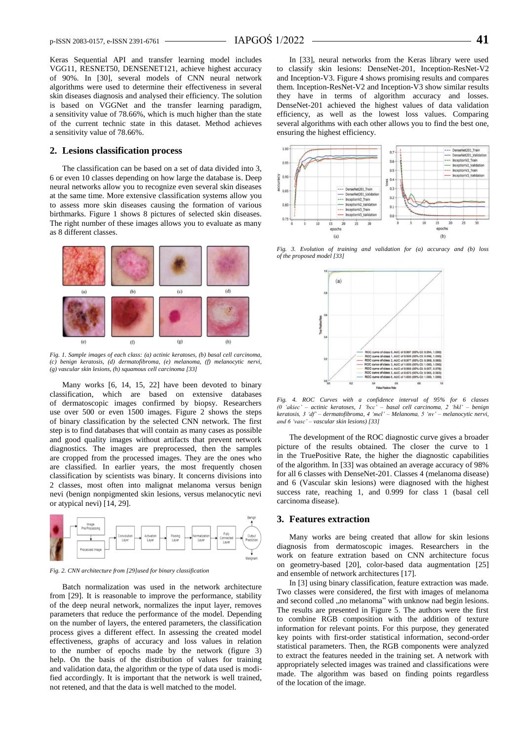Keras Sequential API and transfer learning model includes VGG11, RESNET50, DENSENET121, achieve highest accuracy of 90%. In [30], several models of CNN neural network algorithms were used to determine their effectiveness in several skin diseases diagnosis and analysed their efficiency. The solution is based on VGGNet and the transfer learning paradigm, a sensitivity value of 78.66%, which is much higher than the state of the current technic state in this dataset. Method achieves a sensitivity value of 78.66%.

## 2. Lesions classification process

The classification can be based on a set of data divided into 3, 6 or even 10 classes depending on how large the database is. Deep neural networks allow you to recognize even several skin diseases at the same time. More extensive classification systems allow you to assess more skin diseases causing the formation of various birthmarks. Figure 1 shows 8 pictures of selected skin diseases. The right number of these images allows you to evaluate as many as 8 different classes.

*Fig. 1. Sample images of each class: (a) actinic keratoses, (b) basal cell carcinoma, (c) benign keratosis, (d) dermatofibroma, (e) melanoma, (f) melanocytic nervi, (g) vascular skin lesions, (h) squamous cell carcinoma [33]*

Many works [6, 14, 15, 22] have been devoted to binary classification, which are based on extensive databases of dermatoscopic images confirmed by biopsy. Researchers use over 500 or even 1500 images. Figure 2 shows the steps of binary classification by the selected CNN network. The first step is to find databases that will contain as many cases as possible and good quality images without artifacts that prevent network diagnostics. The images are preprocessed, then the samples are cropped from the processed images. They are the ones who are classified. In earlier years, the most frequently chosen classification by scientists was binary. It concerns divisions into 2 classes, most often into malignat melanoma versus benign nevi (benign nonpigmented skin lesions, versus melanocytic nevi or atypical nevi) [14, 29].

*Fig. 2. CNN architecture from [29]used for binary classification*

Batch normalization was used in the network architecture from [29]. It is reasonable to improve the performance, stability of the deep neural network, normalizes the input layer, removes parameters that reduce the performance of the model. Depending on the number of layers, the entered parameters, the classification process gives a different effect. In assessing the created model effectiveness, graphs of accuracy and loss values in relation to the number of epochs made by the network (figure 3) help. On the basis of the distribution of values for training and validation data, the algorithm or the type of data used is modified accordingly. It is important that the network is well trained, not retened, and that the data is well matched to the model.

In [33], neural networks from the Keras library were used to classify skin lesions: DenseNet-201, Inception-ResNet-V2 and Inception-V3. Figure 4 shows promising results and compares them. Inception-ResNet-V2 and Inception-V3 show similar results they have in terms of algorithm accuracy and losses. DenseNet-201 achieved the highest values of data validation efficiency, as well as the lowest loss values. Comparing several algorithms with each other allows you to find the best one, ensuring the highest efficiency.

*Fig. 3. Evolution of training and validation for (a) accuracy and (b) loss of the proposed model [33]*

*Fig. 4. ROC Curves with a confidence interval of 95% for 6 classes (0 'akiec' – actinic keratoses, 1 'bcc' – basal cell carcinoma, 2 'bkl' – benign keratosis, 3 'df' – dermatofibroma, 4 'mel' – Melanoma, 5 'nv' – melanocytic nervi, and 6 'vasc' – vascular skin lesions) [33]*

The development of the ROC diagnostic curve gives a broader picture of the results obtained. The closer the curve to 1 in the TruePositive Rate, the higher the diagnostic capabilities of the algorithm. In [33] was obtained an average accuracy of 98% for all 6 classes with DenseNet-201. Classes 4 (melanoma disease) and 6 (Vascular skin lesions) were diagnosed with the highest success rate, reaching 1, and 0.999 for class 1 (basal cell carcinoma disease).

## 3. Features extraction

Many works are being created that allow for skin lesions diagnosis from dermatoscopic images. Researchers in the work on feature extration based on CNN architecture focus on geometry-based [20], color-based data augmentation [25] and ensemble of network architectures [17].

In [3] using binary classification, feature extraction was made. Two classes were considered, the first with images of melanoma and second colled „no melanoma" with unknow nad begin lesions. The results are presented in Figure 5. The authors were the first to combine RGB composition with the addition of texture information for relevant points. For this purpose, they generated key points with first-order statistical information, second-order statistical parameters. Then, the RGB components were analyzed to extract the features needed in the training set. A network with appropriately selected images was trained and classifications were made. The algorithm was based on finding points regardless of the location of the image.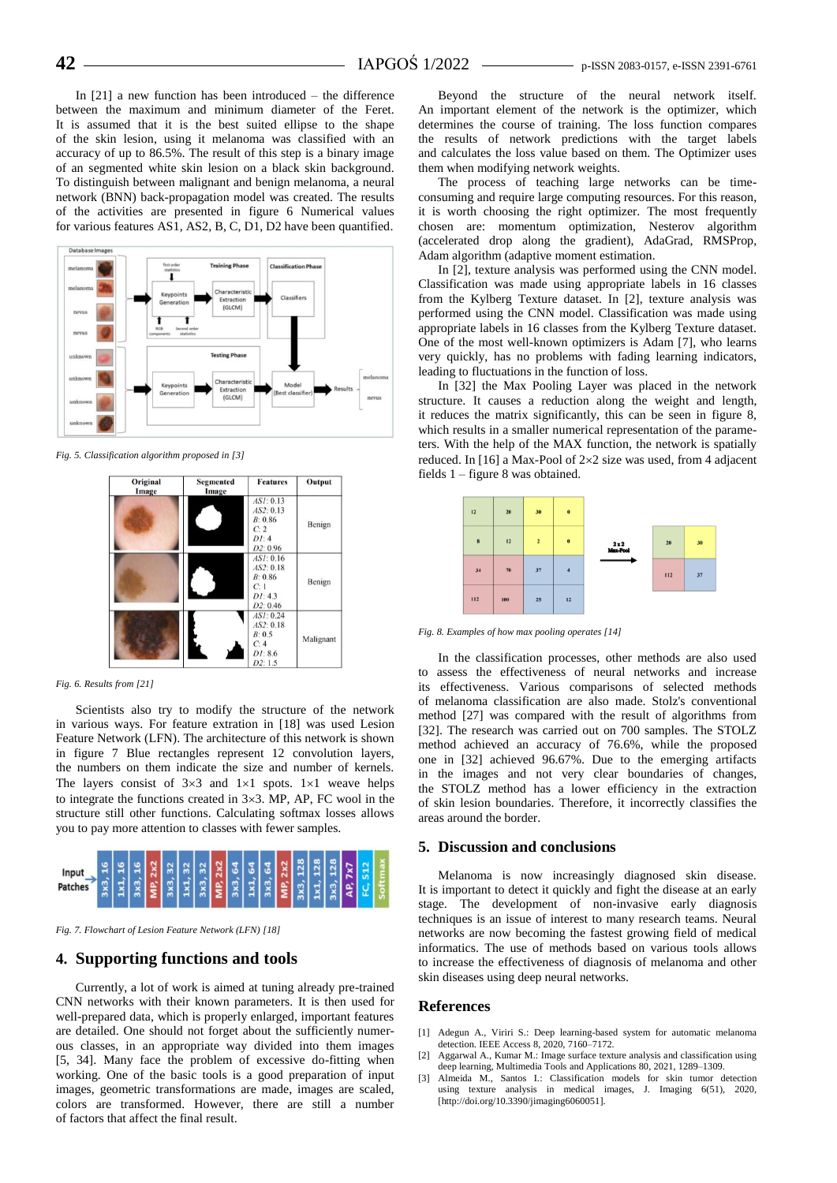In [21] a new function has been introduced – the difference between the maximum and minimum diameter of the Feret. It is assumed that it is the best suited ellipse to the shape of the skin lesion, using it melanoma was classified with an accuracy of up to 86.5%. The result of this step is a binary image of an segmented white skin lesion on a black skin background. To distinguish between malignant and benign melanoma, a neural network (BNN) back-propagation model was created. The results of the activities are presented in figure 6 Numerical values for various features AS1, AS2, B, C, D1, D2 have been quantified.

*Fig. 5. Classification algorithm proposed in [3]*

| Original Image | Segmented Image | Features | Output |
|---|---|---|---|
| | | *AS1*: 0.13 *AS2*: 0.13 *B*: 0.86 *C*: 2 *D1*: 4 *D2*: 0.96 | Benign |
| | | *AS1*: 0.16 *AS2*: 0.18 *B*: 0.86 *C*: 1 *D1*: 4.3 *D2*: 0.46 | Benign |
| | | *AS1*: 0.24 *AS2*: 0.18 *B*: 0.5 *C*: 4 *D1*: 8.6 *D2*: 1.5 | Malignant |

*Fig. 6. Results from [21]*

Scientists also try to modify the structure of the network in various ways. For feature extraction in [18] was used Lesion Feature Network (LFN). The architecture of this network is shown in figure 7 Blue rectangles represent 12 convolution layers, the numbers on them indicate the size and number of kernels. The layers consist of 3×3 and 1×1 spots. 1×1 weave helps to integrate the functions created in 3×3. MP, AP, FC wool in the structure still other functions. Calculating softmax losses allows you to pay more attention to classes with fewer samples.

*Fig. 7. Flowchart of Lesion Feature Network (LFN) [18]*

## 4. Supporting functions and tools

Currently, a lot of work is aimed at tuning already pre-trained CNN networks with their known parameters. It is then used for well-prepared data, which is properly enlarged, important features are detailed. One should not forget about the sufficiently numerous classes, in an appropriate way divided into them images [5, 34]. Many face the problem of excessive do-fitting when working. One of the basic tools is a good preparation of input images, geometric transformations are made, images are scaled, colors are transformed. However, there are still a number of factors that affect the final result.

Beyond the structure of the neural network itself. An important element of the network is the optimizer, which determines the course of training. The loss function compares the results of network predictions with the target labels and calculates the loss value based on them. The Optimizer uses them when modifying network weights.

The process of teaching large networks can be time-consuming and require large computing resources. For this reason, it is worth choosing the right optimizer. The most frequently chosen are: momentum optimization, Nesterov algorithm (accelerated drop along the gradient), AdaGrad, RMSProp, Adam algorithm (adaptive moment estimation.

In [2], texture analysis was performed using the CNN model. Classification was made using appropriate labels in 16 classes from the Kylberg Texture dataset. In [2], texture analysis was performed using the CNN model. Classification was made using appropriate labels in 16 classes from the Kylberg Texture dataset. One of the most well-known optimizers is Adam [7], who learns very quickly, has no problems with fading learning indicators, leading to fluctuations in the function of loss.

In [32] the Max Pooling Layer was placed in the network structure. It causes a reduction along the weight and length, it reduces the matrix significantly, this can be seen in figure 8, which results in a smaller numerical representation of the parameters. With the help of the MAX function, the network is spatially reduced. In [16] a Max-Pool of 2×2 size was used, from 4 adjacent fields 1 – figure 8 was obtained.

*Fig. 8. Examples of how max pooling operates [14]*

In the classification processes, other methods are also used to assess the effectiveness of neural networks and increase its effectiveness. Various comparisons of selected methods of melanoma classification are also made. Stolz's conventional method [27] was compared with the result of algorithms from [32]. The research was carried out on 700 samples. The STOLZ method achieved an accuracy of 76.6%, while the proposed one in [32] achieved 96.67%. Due to the emerging artifacts in the images and not very clear boundaries of changes, the STOLZ method has a lower efficiency in the extraction of skin lesion boundaries. Therefore, it incorrectly classifies the areas around the border.

## 5. Discussion and conclusions

Melanoma is now increasingly diagnosed skin disease. It is important to detect it quickly and fight the disease at an early stage. The development of non-invasive early diagnosis techniques is an issue of interest to many research teams. Neural networks are now becoming the fastest growing field of medical informatics. The use of methods based on various tools allows to increase the effectiveness of diagnosis of melanoma and other skin diseases using deep neural networks.

## References

[1] Adegun A., Viriri S.: Deep learning-based system for automatic melanoma detection. IEEE Access 8, 2020, 7160–7172.

[2] Aggarwal A., Kumar M.: Image surface texture analysis and classification using deep learning, Multimedia Tools and Applications 80, 2021, 1289–1309.

[3] Almeida M., Santos I.: Classification models for skin tumor detection using texture analysis in medical images, J. Imaging 6(51), 2020, [http://doi.org/10.3390/jimaging6060051].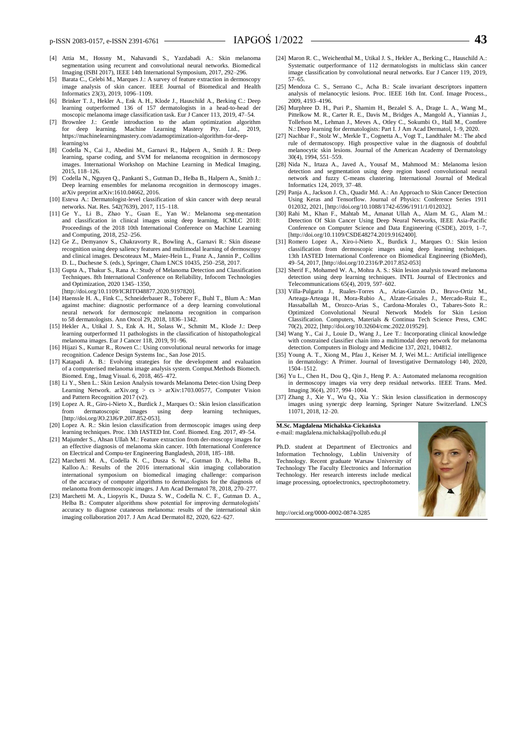[4] Attia M., Hossny M., Nahavandi S., Yazdabadi A.: Skin melanoma segmentation using recurrent and convolutional neural networks. Biomedical Imaging (ISBI 2017), IEEE 14th International Symposium, 2017, 292–296.

[5] Barata C., Celebi M., Marques J.: A survey of feature extraction in dermoscopy image analysis of skin cancer. IEEE Journal of Biomedical and Health Informatics 23(3), 2019, 1096–1109.

[6] Brinker T. J., Hekler A., Enk A. H., Klode J., Hauschild A., Berking C.: Deep learning outperformed 136 of 157 dermatologists in a head-to-head der moscopic melanoma image classification task. Eur J Cancer 113, 2019, 47–54.

[7] Brownlee J.: Gentle introduction to the adam optimization algorithm for deep learning. Machine Learning Mastery Pty. Ltd., 2019, https://machinelearningmastery.com/adamoptimization-algorithm-for-deep-learning/ss

[8] Codella N., Cai J., Abedini M., Garnavi R., Halpern A., Smith J. R.: Deep learning, sparse coding, and SVM for melanoma recognition in dermoscopy images. International Workshop on Machine Learning in Medical Imaging, 2015, 118–126.

[9] Codella N., Nguyen Q., Pankanti S., Gutman D., Helba B., Halpern A., Smith J.: Deep learning ensembles for melanoma recognition in dermoscopy images. arXiv preprint arXiv:1610.04662, 2016.

[10] Esteva A.: Dermatologist-level classification of skin cancer with deep neural networks. Nat. Res. 542(7639), 2017, 115–118.

[11] Ge Y., Li B., Zhao Y., Guan E., Yan W.: Melanoma seg-mentation and classification in clinical images using deep learning, ICMLC 2018: Proceedings of the 2018 10th International Conference on Machine Learning and Computing, 2018, 252–256.

[12] Ge Z., Demyanov S., Chakravorty R., Bowling A., Garnavi R.: Skin disease recognition using deep saliency features and multimodal learning of dermoscopy and clinical images. Descoteaux M., Maier-Hein L., Franz A., Jannin P., Collins D. L., Duchesne S. (eds.), Springer, Cham LNCS 10435, 250–258, 2017.

[13] Gupta A., Thakur S., Rana A.: Study of Melanoma Detection and Classification Techniques. 8th International Conference on Reliability, Infocom Technologies and Optimization, 2020 1345–1350, [http://doi.org/10.1109/ICRITO48877.2020.9197820].

[14] Haenssle H. A., Fink C., Schneiderbauer R., Toberer F., Buhl T., Blum A.: Man against machine: diagnostic performance of a deep learning convolutional neural network for dermoscopic melanoma recognition in comparison to 58 dermatologists. Ann Oncol 29, 2018, 1836–1342.

[15] Hekler A., Utikal J. S., Enk A. H., Solass W., Schmitt M., Klode J.: Deep learning outperformed 11 pathologists in the classification of histopathological melanoma images. Eur J Cancer 118, 2019, 91–96.

[16] Hijazi S., Kumar R., Rowen C.: Using convolutional neural networks for image recognition. Cadence Design Systems Inc., San Jose 2015.

[17] Katapadi A. B.: Evolving strategies for the development and evaluation of a computerised melanoma image analysis system. Comput.Methods Biomech. Biomed. Eng., Imag Visual. 6, 2018, 465–472.

[18] Li Y., Shen L.: Skin Lesion Analysis towards Melanoma Detec-tion Using Deep Learning Network. arXiv.org > cs > arXiv:1703.00577, Computer Vision and Pattern Recognition 2017 (v2).

[19] Lopez A. R., Giro-i-Nieto X., Burdick J., Marques O.: Skin lesion classification from dermatoscopic images using deep learning techniques, [http://doi.org/JO.23J6/P.20l7.852-053].

[20] Lopez A. R.: Skin lesion classification from dermoscopic images using deep learning techniques. Proc. 13th IASTED Int. Conf. Biomed. Eng. 2017, 49–54.

[21] Majumder S., Ahsan Ullah M.: Feature extraction from der-moscopy images for an effective diagnosis of melanoma skin cancer. 10th International Conference on Electrical and Compu-ter Engineering Bangladesh, 2018, 185–188.

[22] Marchetti M. A., Codella N. C., Dusza S. W., Gutman D. A., Helba B., Kalloo A.: Results of the 2016 international skin imaging collaboration international symposium on biomedical imaging challenge: comparison of the accuracy of computer algorithms to dermatologists for the diagnosis of melanoma from dermoscopic images. J Am Acad Dermatol 78, 2018, 270–277.

[23] Marchetti M. A., Liopyris K., Dusza S. W., Codella N. C. F., Gutman D. A., Helba B.: Computer algorithms show potential for improving dermatologists' accuracy to diagnose cutaneous melanoma: results of the international skin imaging collaboration 2017. J Am Acad Dermatol 82, 2020, 622–627.

[24] Maron R. C., Weichenthal M., Utikal J. S., Hekler A., Berking C., Hauschild A.: Systematic outperformance of 112 dermatologists in multiclass skin cancer image classification by convolutional neural networks. Eur J Cancer 119, 2019, 57–65.

[25] Mendoza C. S., Serrano C., Acha B.: Scale invariant descriptors inpattern analysis of melanocytic lesions. Proc. IEEE 16th Int. Conf. Image Process., 2009, 4193–4196.

[26] Murphree D. H., Puri P., Shamim H., Bezalel S. A., Drage L. A., Wang M., Pittelkow M. R., Carter R. E., Davis M., Bridges A., Mangold A., Yiannias J., Tollefson M., Lehman J., Meves A., Otley C., Sokumbi O., Hall M., Comfere N.: Deep learning for dermatologists: Part I. J Am Acad Dermatol, 1–9, 2020.

[27] Nachbar F., Stolz W., Merkle T., Cognetta A., Vogt T., Landthaler M.: The abcd rule of dermatoscopy. High prospective value in the diagnosis of doubtful melanocytic skin lesions. Journal of the American Academy of Dermatology 30(4), 1994, 551–559.

[28] Nida N., Irtaza A., Javed A., Yousaf M., Mahmood M.: Melanoma lesion detection and segmentation using deep region based convolutional neural network and fuzzy C-means clustering. International Journal of Medical Informatics 124, 2019, 37–48.

[29] Panja A., Jackson J. Ch., Quadir Md. A.: An Approach to Skin Cancer Detection Using Keras and Tensorflow. Journal of Physics: Conference Series 1911 012032, 2021, [http://doi.org/10.1088/1742-6596/1911/1/012032].

[30] Rahi M., Khan F., Mahtab M., Amanat Ullah A., Alam M. G., Alam M.: Detection Of Skin Cancer Using Deep Neural Networks, IEEE Asia-Pacific Conference on Computer Science and Data Engineering (CSDE), 2019, 1–7, [http://doi.org/10.1109/CSDE48274.2019.9162400].

[31] Romero Lopez A., Xiro-i-Nieto X., Burdick J., Marques O.: Skin lesion classification from dermoscopic images using deep learning techniques. 13th IASTED International Conference on Biomedical Engineering (BioMed), 49–54, 2017, [http://doi.org/10.2316/P.2017.852-053]

[32] Sherif F., Mohamed W. A., Mohra A. S.: Skin lesion analysis toward melanoma detection using deep learning techniques. INTL Journal of Electronics and Telecommunications 65(4), 2019, 597–602.

[33] Villa-Pulgarin J., Ruales-Torres A., Arias-Garzón D., Bravo-Ortiz M., Arteaga-Arteaga H., Mora-Rubio A., Alzate-Grisales J., Mercado-Ruiz E., Hassaballah M., Orozco-Arias S., Cardona-Morales O., Tabares-Soto R.: Optimized Convolutional Neural Network Models for Skin Lesion Classification. Computers, Materials & Continua Tech Science Press, CMC 70(2), 2022, [http://doi.org/10.32604/cmc.2022.019529].

[34] Wang Y., Cai J., Louie D., Wang J., Lee T.: Incorporating clinical knowledge with constrained classifier chain into a multimodal deep network for melanoma detection. Computers in Biology and Medicine 137, 2021, 104812.

[35] Young A. T., Xiong M., Pfau J., Keiser M. J, Wei M.L.: Artificial intelligence in dermatology: A Primer. Journal of Investigative Dermatology 140, 2020, 1504–1512.

[36] Yu L., Chen H., Dou Q., Qin J., Heng P. A.: Automated melanoma recognition in dermoscopy images via very deep residual networks. IEEE Trans. Med. Imaging 36(4), 2017, 994–1004.

[37] Zhang J., Xie Y., Wu Q., Xia Y.: Skin lesion classification in dermoscopy images using synergic deep learning, Springer Nature Switzerland. LNCS 11071, 2018, 12–20.

**M.Sc. Magdalena Michalska-Ciekańska**
e-mail: magdalena.michalska@pollub.edu.pl

Ph.D. student at Department of Electronics and Information Technology, Lublin University of Technology. Recent graduate Warsaw University of Technology The Faculty Electronics and Information Technology. Her research interests include medical image processing, optoelectronics, spectrophotometry.

http://orcid.org/0000-0002-0874-3285